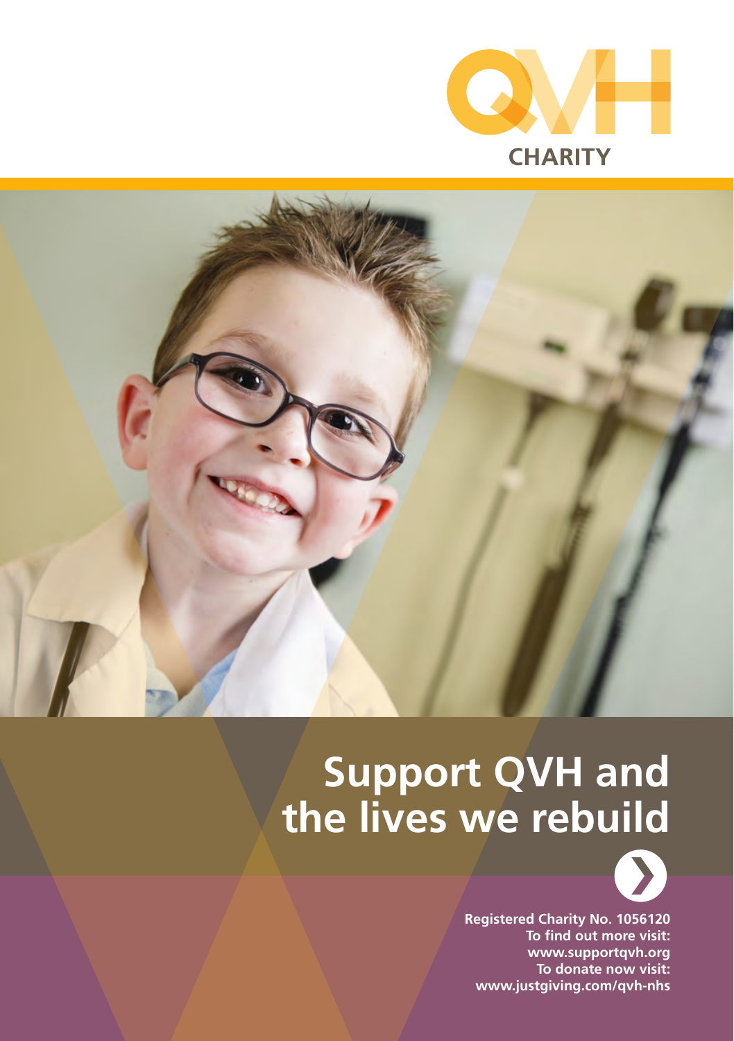QVH CHARITY

# Support QVH and the lives we rebuild

**Registered Charity No. 1056120**
**To find out more visit:**
**www.supportqvh.org**
**To donate now visit:**
**www.justgiving.com/qvh-nhs**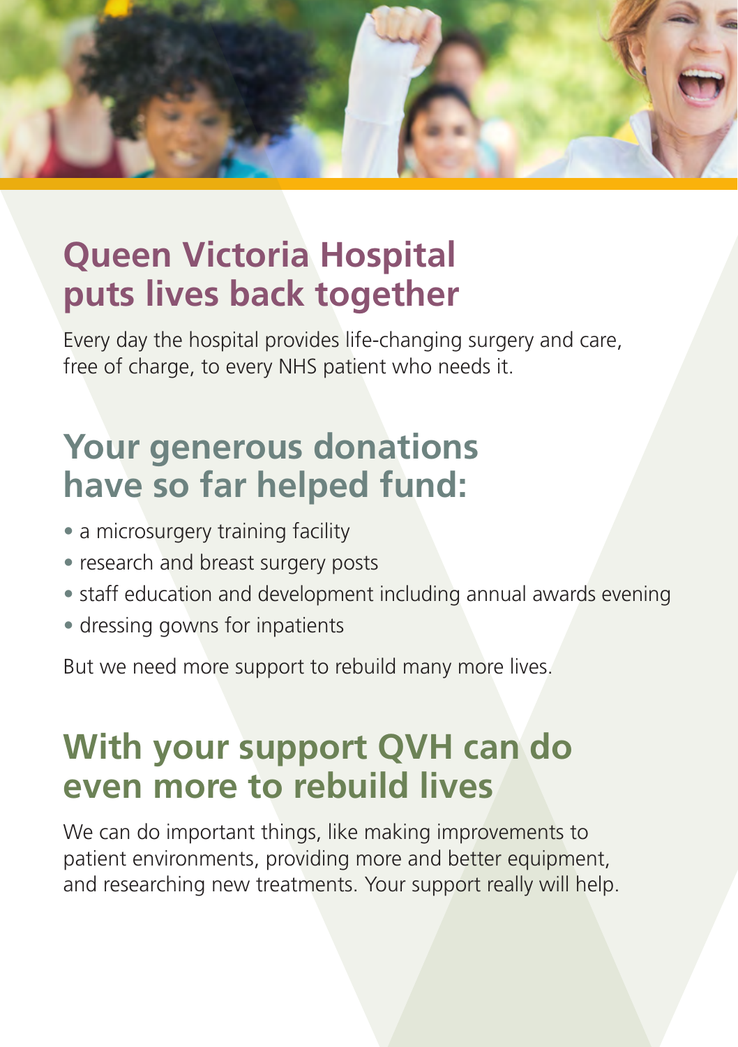## Queen Victoria Hospital puts lives back together

Every day the hospital provides life-changing surgery and care, free of charge, to every NHS patient who needs it.

## Your generous donations have so far helped fund:

- a microsurgery training facility
- research and breast surgery posts
- staff education and development including annual awards evening
- dressing gowns for inpatients

But we need more support to rebuild many more lives.

## With your support QVH can do even more to rebuild lives

We can do important things, like making improvements to patient environments, providing more and better equipment, and researching new treatments. Your support really will help.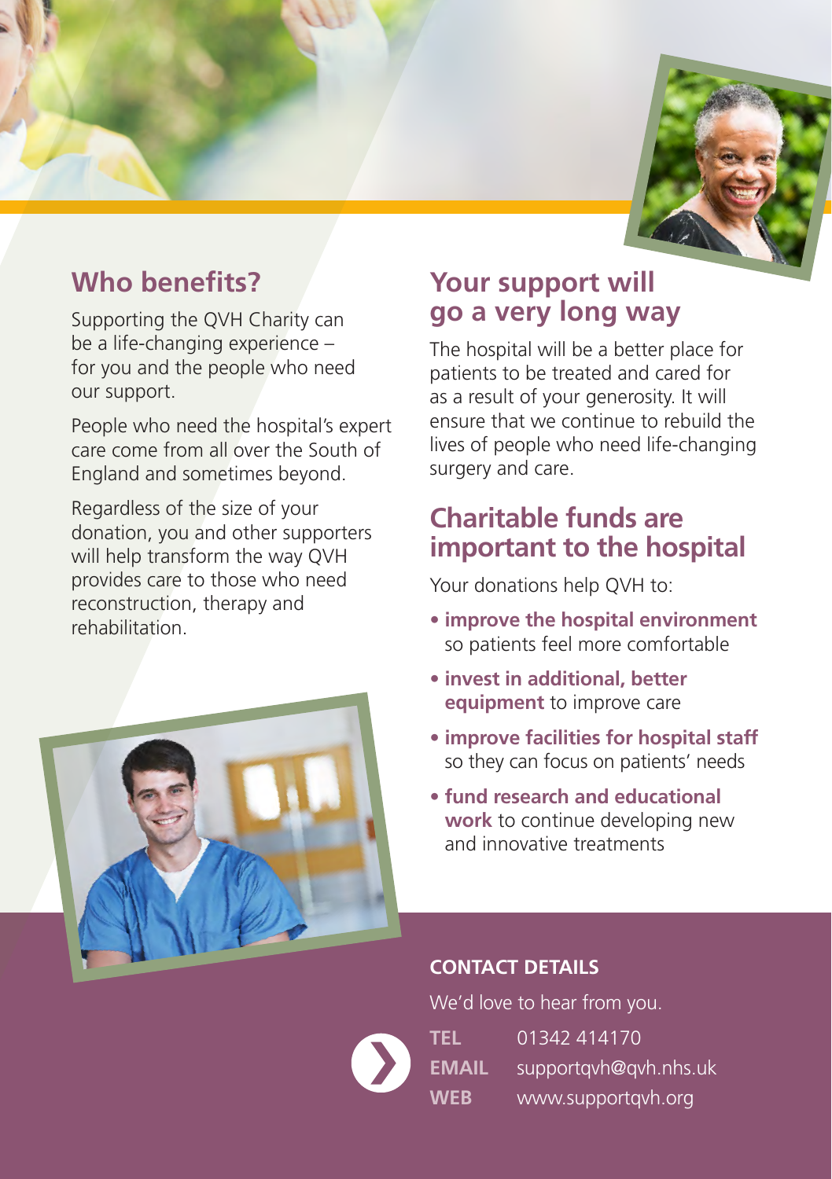## Who benefits?

Supporting the QVH Charity can be a life-changing experience – for you and the people who need our support.

People who need the hospital's expert care come from all over the South of England and sometimes beyond.

Regardless of the size of your donation, you and other supporters will help transform the way QVH provides care to those who need reconstruction, therapy and rehabilitation.

## Your support will go a very long way

The hospital will be a better place for patients to be treated and cared for as a result of your generosity. It will ensure that we continue to rebuild the lives of people who need life-changing surgery and care.

## Charitable funds are important to the hospital

Your donations help QVH to:

- **improve the hospital environment** so patients feel more comfortable
- **invest in additional, better equipment** to improve care
- **improve facilities for hospital staff** so they can focus on patients' needs
- **fund research and educational work** to continue developing new and innovative treatments

**CONTACT DETAILS**

We'd love to hear from you.

**TEL** 01342 414170
**EMAIL** supportqvh@qvh.nhs.uk
**WEB** www.supportqvh.org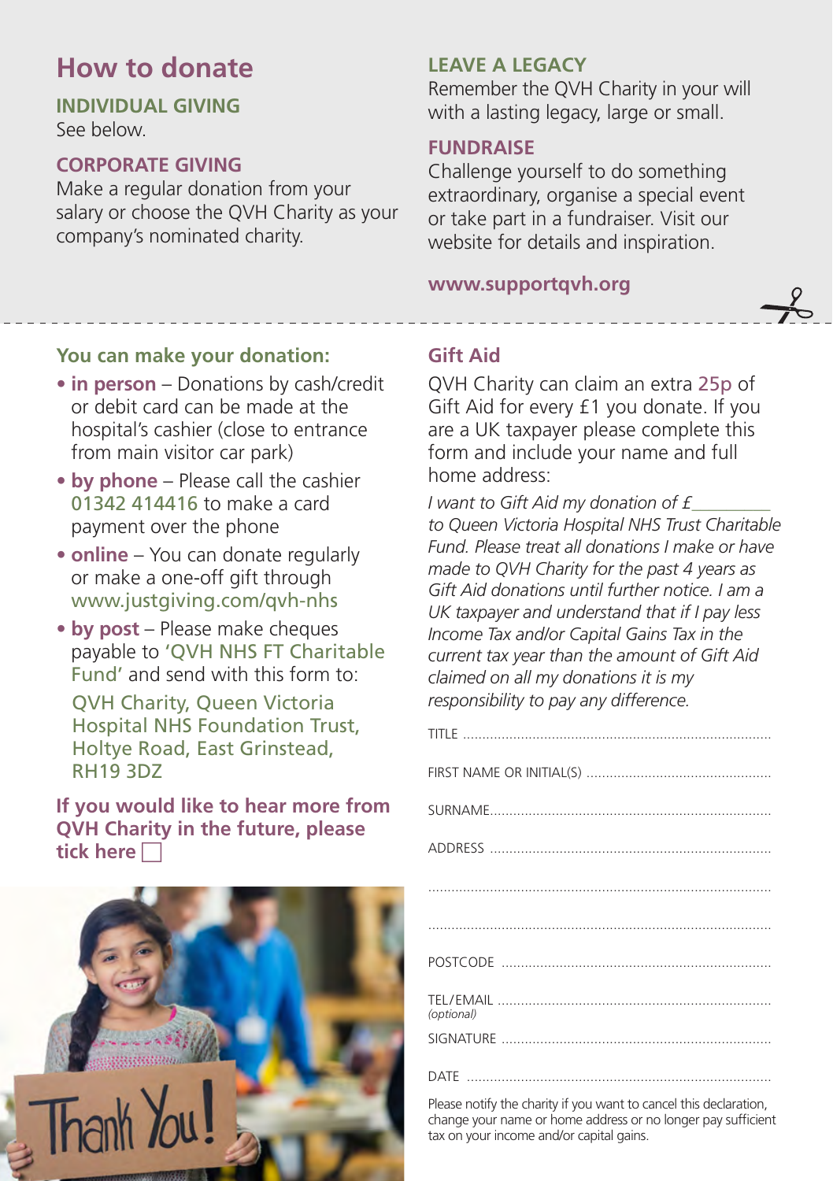## How to donate

### INDIVIDUAL GIVING

See below.

### CORPORATE GIVING

Make a regular donation from your salary or choose the QVH Charity as your company's nominated charity.

### LEAVE A LEGACY

Remember the QVH Charity in your will with a lasting legacy, large or small.

### FUNDRAISE

Challenge yourself to do something extraordinary, organise a special event or take part in a fundraiser. Visit our website for details and inspiration.

**www.supportqvh.org**

### You can make your donation:

- **in person** – Donations by cash/credit or debit card can be made at the hospital's cashier (close to entrance from main visitor car park)
- **by phone** – Please call the cashier 01342 414416 to make a card payment over the phone
- **online** – You can donate regularly or make a one-off gift through www.justgiving.com/qvh-nhs
- **by post** – Please make cheques payable to 'QVH NHS FT Charitable Fund' and send with this form to:

  QVH Charity, Queen Victoria Hospital NHS Foundation Trust, Holtye Road, East Grinstead, RH19 3DZ

**If you would like to hear more from QVH Charity in the future, please tick here ☐**

### Gift Aid

QVH Charity can claim an extra 25p of Gift Aid for every £1 you donate. If you are a UK taxpayer please complete this form and include your name and full home address:

*I want to Gift Aid my donation of £_________ to Queen Victoria Hospital NHS Trust Charitable Fund. Please treat all donations I make or have made to QVH Charity for the past 4 years as Gift Aid donations until further notice. I am a UK taxpayer and understand that if I pay less Income Tax and/or Capital Gains Tax in the current tax year than the amount of Gift Aid claimed on all my donations it is my responsibility to pay any difference.*

TITLE ..........................................................................

FIRST NAME OR INITIAL(S) ..........................................

SURNAME......................................................................

ADDRESS ......................................................................

......................................................................................

......................................................................................

POSTCODE ...................................................................

TEL/EMAIL ....................................................................
*(optional)*

SIGNATURE ...................................................................

DATE ............................................................................

Please notify the charity if you want to cancel this declaration, change your name or home address or no longer pay sufficient tax on your income and/or capital gains.